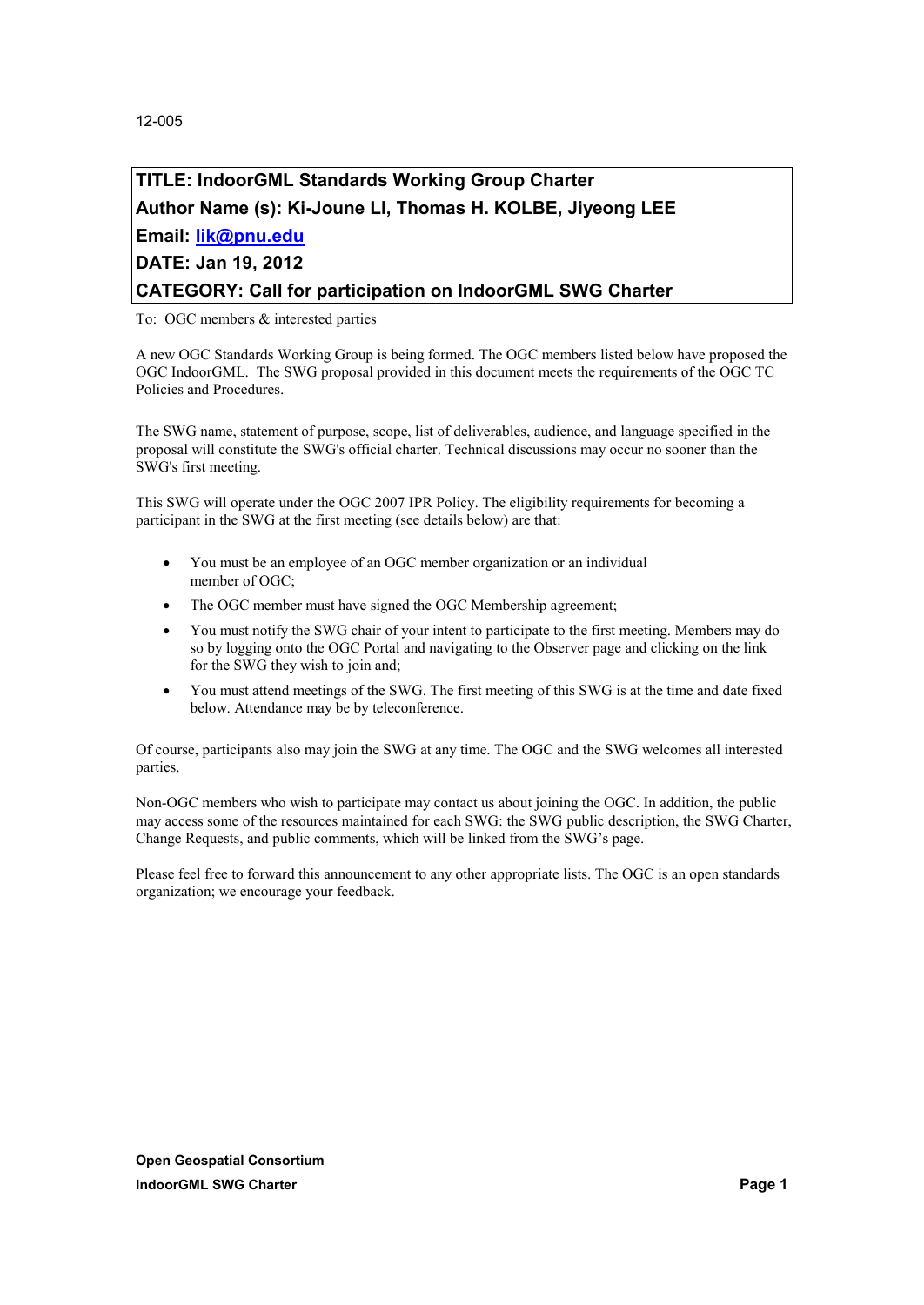12-005

**TITLE: IndoorGML Standards Working Group Charter**
**Author Name (s): Ki-Joune LI, Thomas H. KOLBE, Jiyeong LEE**
**Email: [lik@pnu.edu](mailto:lik@pnu.edu)**
**DATE: Jan 19, 2012**
**CATEGORY: Call for participation on IndoorGML SWG Charter**

To: OGC members & interested parties

A new OGC Standards Working Group is being formed. The OGC members listed below have proposed the OGC IndoorGML. The SWG proposal provided in this document meets the requirements of the OGC TC Policies and Procedures.

The SWG name, statement of purpose, scope, list of deliverables, audience, and language specified in the proposal will constitute the SWG's official charter. Technical discussions may occur no sooner than the SWG's first meeting.

This SWG will operate under the OGC 2007 IPR Policy. The eligibility requirements for becoming a participant in the SWG at the first meeting (see details below) are that:

- You must be an employee of an OGC member organization or an individual member of OGC;
- The OGC member must have signed the OGC Membership agreement;
- You must notify the SWG chair of your intent to participate to the first meeting. Members may do so by logging onto the OGC Portal and navigating to the Observer page and clicking on the link for the SWG they wish to join and;
- You must attend meetings of the SWG. The first meeting of this SWG is at the time and date fixed below. Attendance may be by teleconference.

Of course, participants also may join the SWG at any time. The OGC and the SWG welcomes all interested parties.

Non-OGC members who wish to participate may contact us about joining the OGC. In addition, the public may access some of the resources maintained for each SWG: the SWG public description, the SWG Charter, Change Requests, and public comments, which will be linked from the SWG's page.

Please feel free to forward this announcement to any other appropriate lists. The OGC is an open standards organization; we encourage your feedback.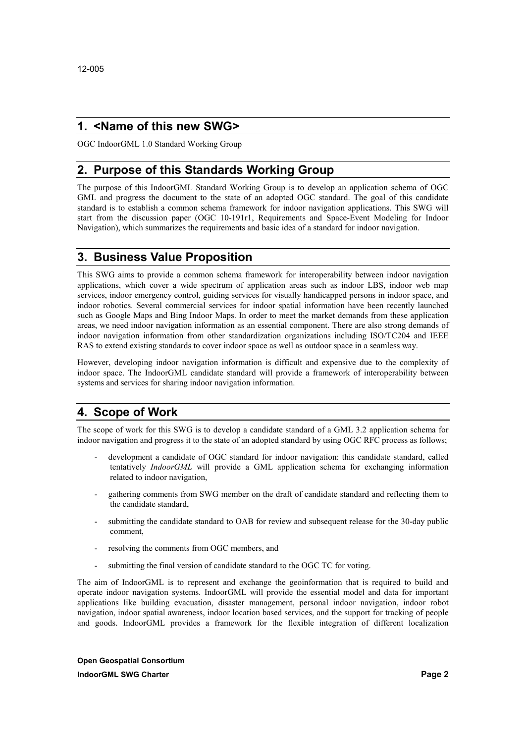## 1. <Name of this new SWG>

OGC IndoorGML 1.0 Standard Working Group

## 2. Purpose of this Standards Working Group

The purpose of this IndoorGML Standard Working Group is to develop an application schema of OGC GML and progress the document to the state of an adopted OGC standard. The goal of this candidate standard is to establish a common schema framework for indoor navigation applications. This SWG will start from the discussion paper (OGC 10-191r1, Requirements and Space-Event Modeling for Indoor Navigation), which summarizes the requirements and basic idea of a standard for indoor navigation.

## 3. Business Value Proposition

This SWG aims to provide a common schema framework for interoperability between indoor navigation applications, which cover a wide spectrum of application areas such as indoor LBS, indoor web map services, indoor emergency control, guiding services for visually handicapped persons in indoor space, and indoor robotics. Several commercial services for indoor spatial information have been recently launched such as Google Maps and Bing Indoor Maps. In order to meet the market demands from these application areas, we need indoor navigation information as an essential component. There are also strong demands of indoor navigation information from other standardization organizations including ISO/TC204 and IEEE RAS to extend existing standards to cover indoor space as well as outdoor space in a seamless way.

However, developing indoor navigation information is difficult and expensive due to the complexity of indoor space. The IndoorGML candidate standard will provide a framework of interoperability between systems and services for sharing indoor navigation information.

## 4. Scope of Work

The scope of work for this SWG is to develop a candidate standard of a GML 3.2 application schema for indoor navigation and progress it to the state of an adopted standard by using OGC RFC process as follows;

- development a candidate of OGC standard for indoor navigation: this candidate standard, called tentatively *IndoorGML* will provide a GML application schema for exchanging information related to indoor navigation,
- gathering comments from SWG member on the draft of candidate standard and reflecting them to the candidate standard,
- submitting the candidate standard to OAB for review and subsequent release for the 30-day public comment,
- resolving the comments from OGC members, and
- submitting the final version of candidate standard to the OGC TC for voting.

The aim of IndoorGML is to represent and exchange the geoinformation that is required to build and operate indoor navigation systems. IndoorGML will provide the essential model and data for important applications like building evacuation, disaster management, personal indoor navigation, indoor robot navigation, indoor spatial awareness, indoor location based services, and the support for tracking of people and goods. IndoorGML provides a framework for the flexible integration of different localization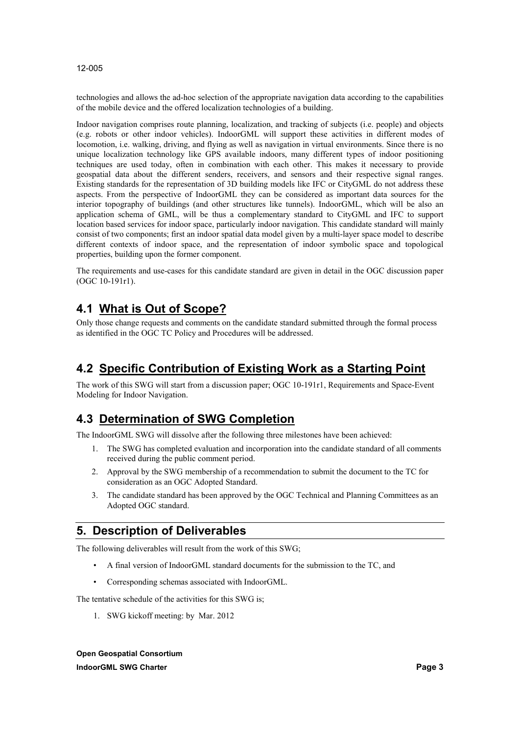technologies and allows the ad-hoc selection of the appropriate navigation data according to the capabilities of the mobile device and the offered localization technologies of a building.

Indoor navigation comprises route planning, localization, and tracking of subjects (i.e. people) and objects (e.g. robots or other indoor vehicles). IndoorGML will support these activities in different modes of locomotion, i.e. walking, driving, and flying as well as navigation in virtual environments. Since there is no unique localization technology like GPS available indoors, many different types of indoor positioning techniques are used today, often in combination with each other. This makes it necessary to provide geospatial data about the different senders, receivers, and sensors and their respective signal ranges. Existing standards for the representation of 3D building models like IFC or CityGML do not address these aspects. From the perspective of IndoorGML they can be considered as important data sources for the interior topography of buildings (and other structures like tunnels). IndoorGML, which will be also an application schema of GML, will be thus a complementary standard to CityGML and IFC to support location based services for indoor space, particularly indoor navigation. This candidate standard will mainly consist of two components; first an indoor spatial data model given by a multi-layer space model to describe different contexts of indoor space, and the representation of indoor symbolic space and topological properties, building upon the former component.

The requirements and use-cases for this candidate standard are given in detail in the OGC discussion paper (OGC 10-191r1).

## 4.1 What is Out of Scope?

Only those change requests and comments on the candidate standard submitted through the formal process as identified in the OGC TC Policy and Procedures will be addressed.

## 4.2 Specific Contribution of Existing Work as a Starting Point

The work of this SWG will start from a discussion paper; OGC 10-191r1, Requirements and Space-Event Modeling for Indoor Navigation.

## 4.3 Determination of SWG Completion

The IndoorGML SWG will dissolve after the following three milestones have been achieved:

1. The SWG has completed evaluation and incorporation into the candidate standard of all comments received during the public comment period.
2. Approval by the SWG membership of a recommendation to submit the document to the TC for consideration as an OGC Adopted Standard.
3. The candidate standard has been approved by the OGC Technical and Planning Committees as an Adopted OGC standard.

# 5. Description of Deliverables

The following deliverables will result from the work of this SWG;

- A final version of IndoorGML standard documents for the submission to the TC, and
- Corresponding schemas associated with IndoorGML.

The tentative schedule of the activities for this SWG is;

1. SWG kickoff meeting: by Mar. 2012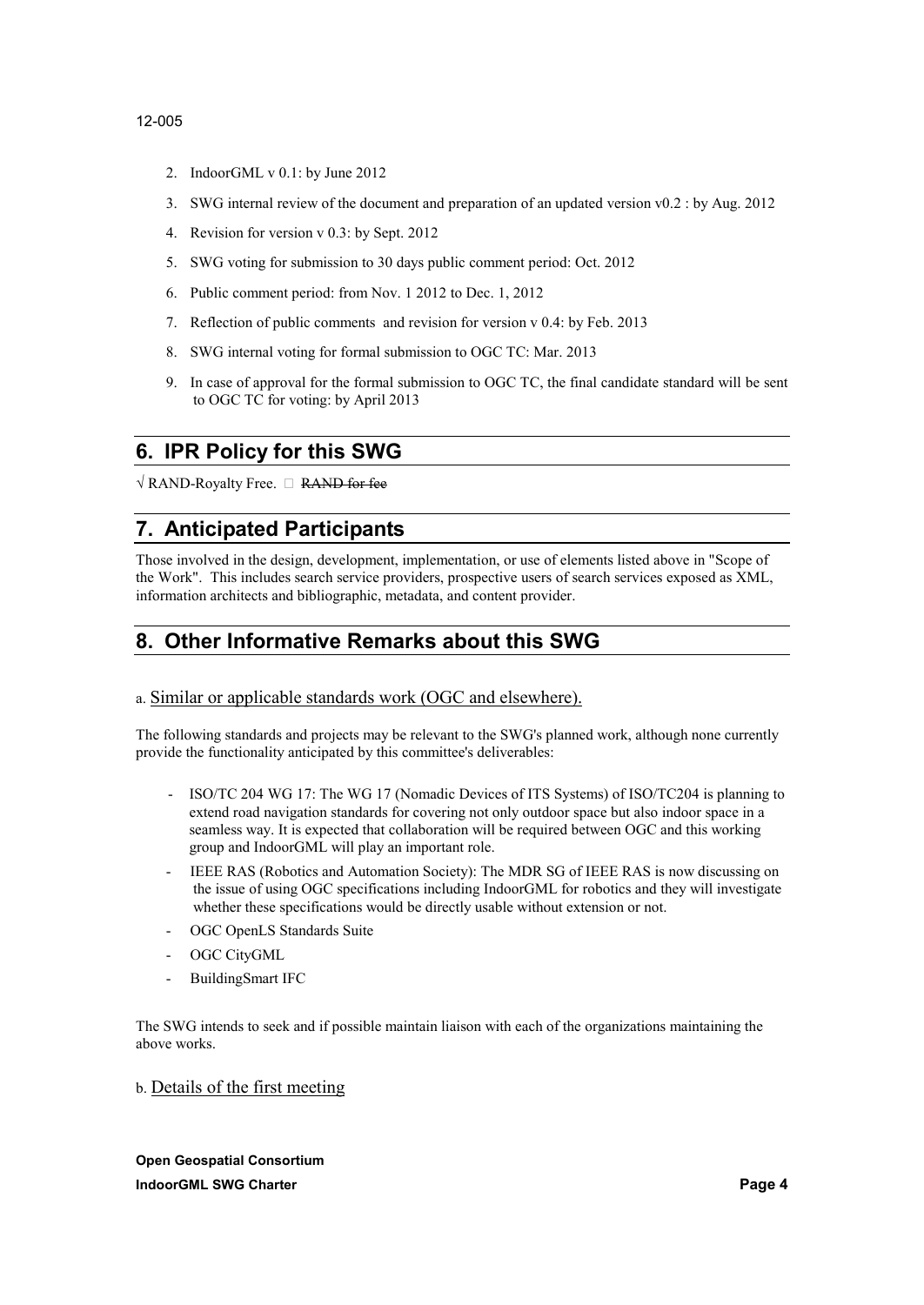2. IndoorGML v 0.1: by June 2012
3. SWG internal review of the document and preparation of an updated version v0.2 : by Aug. 2012
4. Revision for version v 0.3: by Sept. 2012
5. SWG voting for submission to 30 days public comment period: Oct. 2012
6. Public comment period: from Nov. 1 2012 to Dec. 1, 2012
7. Reflection of public comments and revision for version v 0.4: by Feb. 2013
8. SWG internal voting for formal submission to OGC TC: Mar. 2013
9. In case of approval for the formal submission to OGC TC, the final candidate standard will be sent to OGC TC for voting: by April 2013

## 6. IPR Policy for this SWG

√ RAND-Royalty Free. □ ~~RAND for fee~~

## 7. Anticipated Participants

Those involved in the design, development, implementation, or use of elements listed above in "Scope of the Work". This includes search service providers, prospective users of search services exposed as XML, information architects and bibliographic, metadata, and content provider.

## 8. Other Informative Remarks about this SWG

a. Similar or applicable standards work (OGC and elsewhere).

The following standards and projects may be relevant to the SWG's planned work, although none currently provide the functionality anticipated by this committee's deliverables:

- ISO/TC 204 WG 17: The WG 17 (Nomadic Devices of ITS Systems) of ISO/TC204 is planning to extend road navigation standards for covering not only outdoor space but also indoor space in a seamless way. It is expected that collaboration will be required between OGC and this working group and IndoorGML will play an important role.
- IEEE RAS (Robotics and Automation Society): The MDR SG of IEEE RAS is now discussing on the issue of using OGC specifications including IndoorGML for robotics and they will investigate whether these specifications would be directly usable without extension or not.
- OGC OpenLS Standards Suite
- OGC CityGML
- BuildingSmart IFC

The SWG intends to seek and if possible maintain liaison with each of the organizations maintaining the above works.

b. Details of the first meeting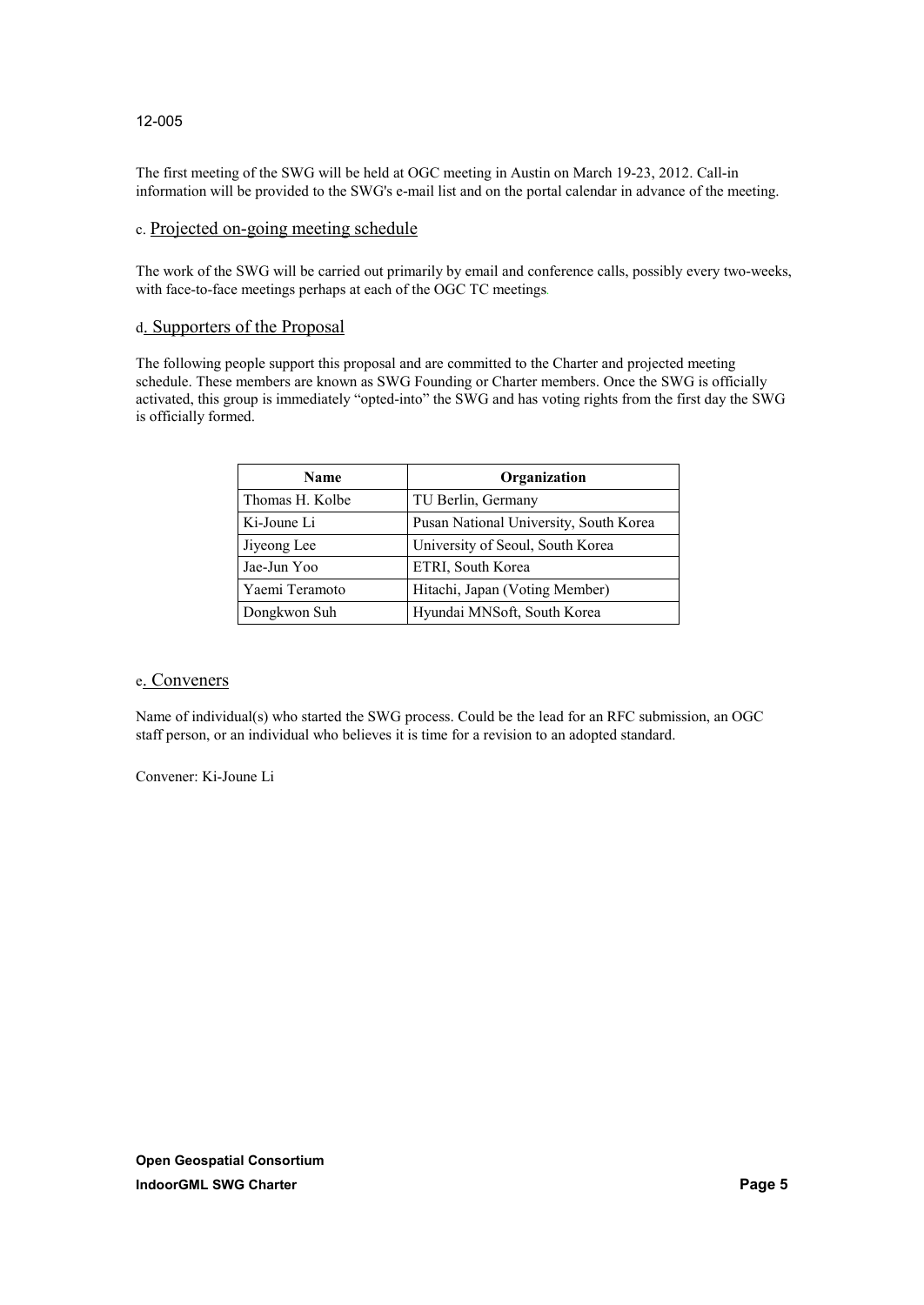The first meeting of the SWG will be held at OGC meeting in Austin on March 19-23, 2012. Call-in information will be provided to the SWG's e-mail list and on the portal calendar in advance of the meeting.

### c. Projected on-going meeting schedule

The work of the SWG will be carried out primarily by email and conference calls, possibly every two-weeks, with face-to-face meetings perhaps at each of the OGC TC meetings.

### d. Supporters of the Proposal

The following people support this proposal and are committed to the Charter and projected meeting schedule. These members are known as SWG Founding or Charter members. Once the SWG is officially activated, this group is immediately "opted-into" the SWG and has voting rights from the first day the SWG is officially formed.

| Name | Organization |
|---|---|
| Thomas H. Kolbe | TU Berlin, Germany |
| Ki-Joune Li | Pusan National University, South Korea |
| Jiyeong Lee | University of Seoul, South Korea |
| Jae-Jun Yoo | ETRI, South Korea |
| Yaemi Teramoto | Hitachi, Japan (Voting Member) |
| Dongkwon Suh | Hyundai MNSoft, South Korea |

### e. Conveners

Name of individual(s) who started the SWG process. Could be the lead for an RFC submission, an OGC staff person, or an individual who believes it is time for a revision to an adopted standard.

Convener: Ki-Joune Li